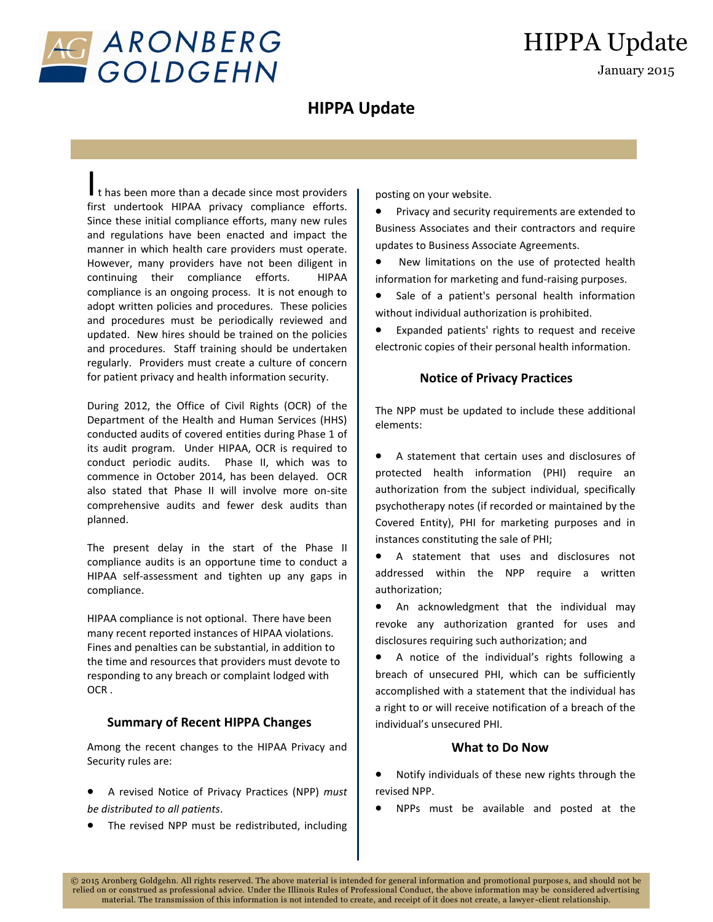ARONBERG GOLDGEHN

# HIPPA Update

January 2015

## HIPPA Update

It has been more than a decade since most providers first undertook HIPAA privacy compliance efforts. Since these initial compliance efforts, many new rules and regulations have been enacted and impact the manner in which health care providers must operate. However, many providers have not been diligent in continuing their compliance efforts. HIPAA compliance is an ongoing process. It is not enough to adopt written policies and procedures. These policies and procedures must be periodically reviewed and updated. New hires should be trained on the policies and procedures. Staff training should be undertaken regularly. Providers must create a culture of concern for patient privacy and health information security.

During 2012, the Office of Civil Rights (OCR) of the Department of the Health and Human Services (HHS) conducted audits of covered entities during Phase 1 of its audit program. Under HIPAA, OCR is required to conduct periodic audits. Phase II, which was to commence in October 2014, has been delayed. OCR also stated that Phase II will involve more on-site comprehensive audits and fewer desk audits than planned.

The present delay in the start of the Phase II compliance audits is an opportune time to conduct a HIPAA self-assessment and tighten up any gaps in compliance.

HIPAA compliance is not optional. There have been many recent reported instances of HIPAA violations. Fines and penalties can be substantial, in addition to the time and resources that providers must devote to responding to any breach or complaint lodged with OCR .

### Summary of Recent HIPPA Changes

Among the recent changes to the HIPAA Privacy and Security rules are:

- A revised Notice of Privacy Practices (NPP) *must be distributed to all patients*.
- The revised NPP must be redistributed, including posting on your website.
- Privacy and security requirements are extended to Business Associates and their contractors and require updates to Business Associate Agreements.
- New limitations on the use of protected health information for marketing and fund-raising purposes.
- Sale of a patient's personal health information without individual authorization is prohibited.
- Expanded patients' rights to request and receive electronic copies of their personal health information.

### Notice of Privacy Practices

The NPP must be updated to include these additional elements:

- A statement that certain uses and disclosures of protected health information (PHI) require an authorization from the subject individual, specifically psychotherapy notes (if recorded or maintained by the Covered Entity), PHI for marketing purposes and in instances constituting the sale of PHI;
- A statement that uses and disclosures not addressed within the NPP require a written authorization;
- An acknowledgment that the individual may revoke any authorization granted for uses and disclosures requiring such authorization; and
- A notice of the individual's rights following a breach of unsecured PHI, which can be sufficiently accomplished with a statement that the individual has a right to or will receive notification of a breach of the individual's unsecured PHI.

### What to Do Now

- Notify individuals of these new rights through the revised NPP.
- NPPs must be available and posted at the

© 2015 Aronberg Goldgehn. All rights reserved. The above material is intended for general information and promotional purposes, and should not be relied on or construed as professional advice. Under the Illinois Rules of Professional Conduct, the above information may be considered advertising material. The transmission of this information is not intended to create, and receipt of it does not create, a lawyer-client relationship.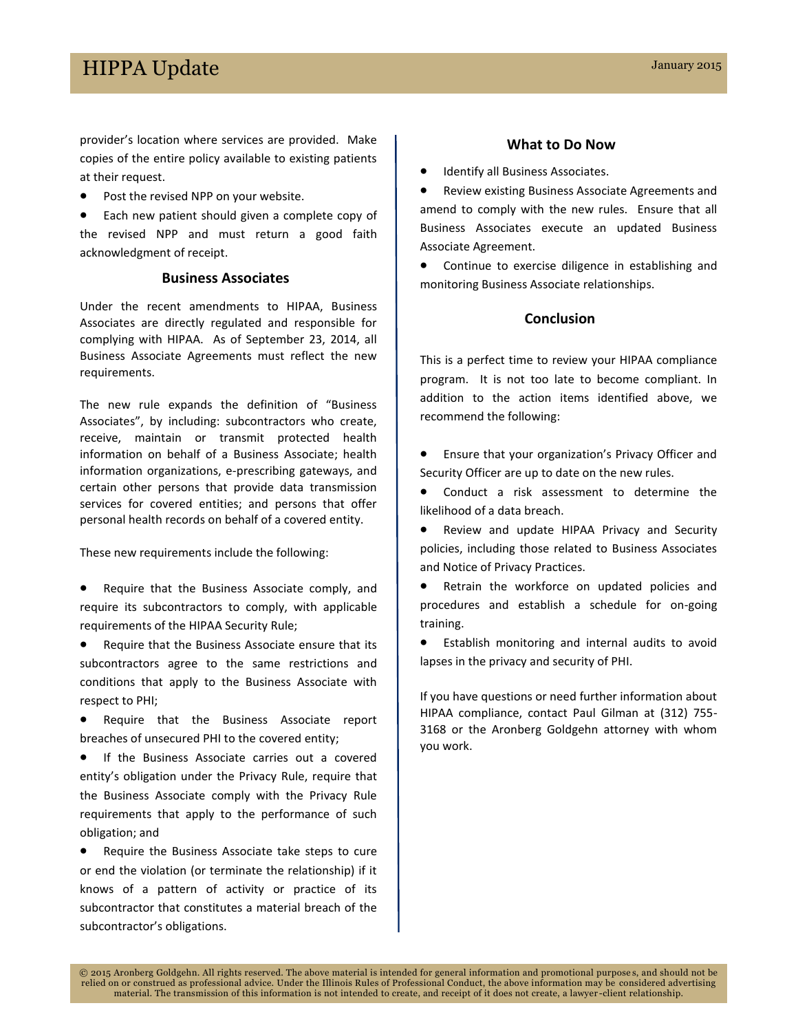provider's location where services are provided. Make copies of the entire policy available to existing patients at their request.

- Post the revised NPP on your website.
- Each new patient should given a complete copy of the revised NPP and must return a good faith acknowledgment of receipt.

## Business Associates

Under the recent amendments to HIPAA, Business Associates are directly regulated and responsible for complying with HIPAA. As of September 23, 2014, all Business Associate Agreements must reflect the new requirements.

The new rule expands the definition of "Business Associates", by including: subcontractors who create, receive, maintain or transmit protected health information on behalf of a Business Associate; health information organizations, e-prescribing gateways, and certain other persons that provide data transmission services for covered entities; and persons that offer personal health records on behalf of a covered entity.

These new requirements include the following:

- Require that the Business Associate comply, and require its subcontractors to comply, with applicable requirements of the HIPAA Security Rule;
- Require that the Business Associate ensure that its subcontractors agree to the same restrictions and conditions that apply to the Business Associate with respect to PHI;
- Require that the Business Associate report breaches of unsecured PHI to the covered entity;
- If the Business Associate carries out a covered entity's obligation under the Privacy Rule, require that the Business Associate comply with the Privacy Rule requirements that apply to the performance of such obligation; and
- Require the Business Associate take steps to cure or end the violation (or terminate the relationship) if it knows of a pattern of activity or practice of its subcontractor that constitutes a material breach of the subcontractor's obligations.

## What to Do Now

- Identify all Business Associates.
- Review existing Business Associate Agreements and amend to comply with the new rules. Ensure that all Business Associates execute an updated Business Associate Agreement.
- Continue to exercise diligence in establishing and monitoring Business Associate relationships.

## Conclusion

This is a perfect time to review your HIPAA compliance program. It is not too late to become compliant. In addition to the action items identified above, we recommend the following:

- Ensure that your organization's Privacy Officer and Security Officer are up to date on the new rules.
- Conduct a risk assessment to determine the likelihood of a data breach.
- Review and update HIPAA Privacy and Security policies, including those related to Business Associates and Notice of Privacy Practices.
- Retrain the workforce on updated policies and procedures and establish a schedule for on-going training.
- Establish monitoring and internal audits to avoid lapses in the privacy and security of PHI.

If you have questions or need further information about HIPAA compliance, contact Paul Gilman at (312) 755-3168 or the Aronberg Goldgehn attorney with whom you work.

© 2015 Aronberg Goldgehn. All rights reserved. The above material is intended for general information and promotional purposes, and should not be relied on or construed as professional advice. Under the Illinois Rules of Professional Conduct, the above information may be considered advertising material. The transmission of this information is not intended to create, and receipt of it does not create, a lawyer-client relationship.